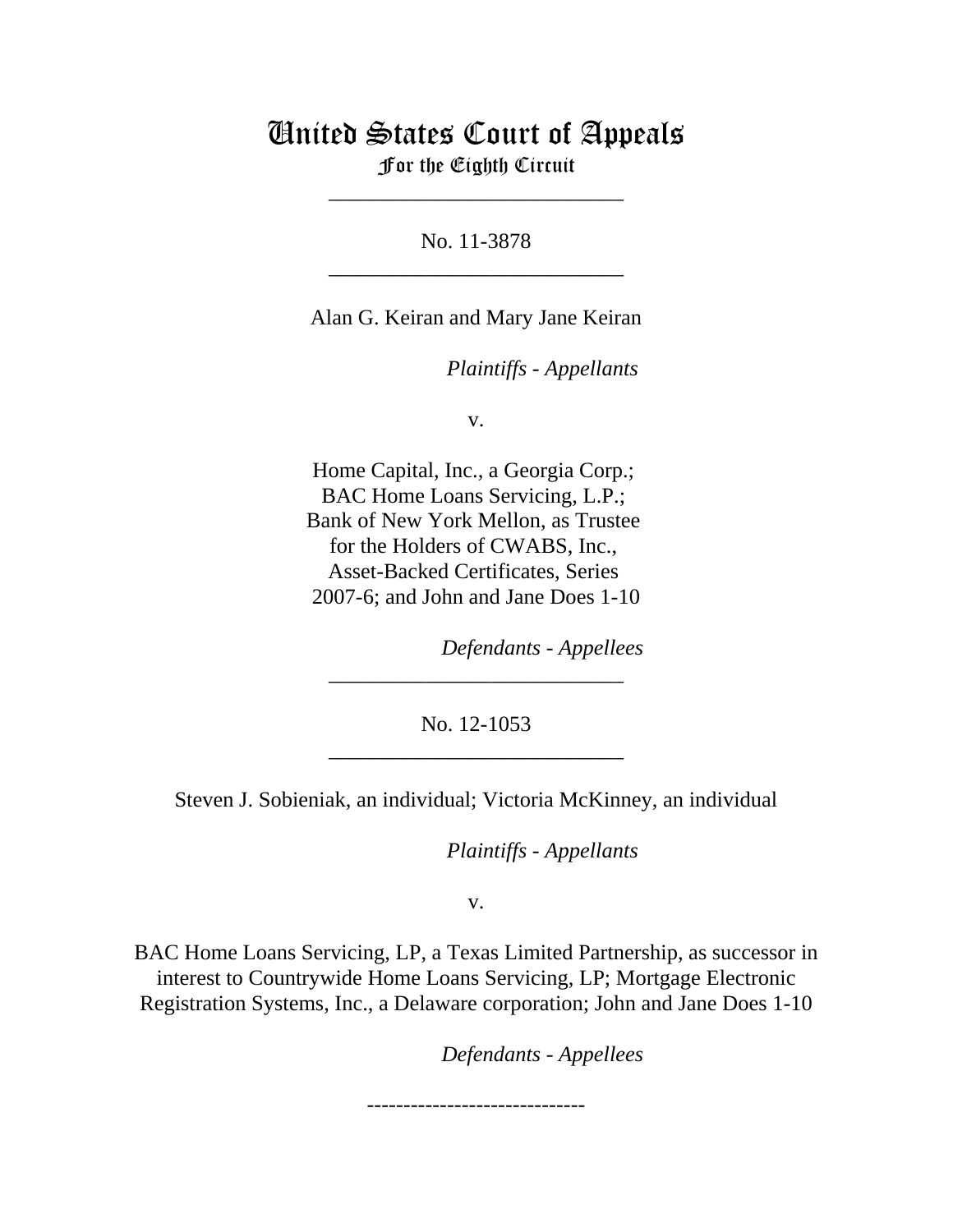# United States Court of Appeals
## For the Eighth Circuit

---

No. 11-3878

---

Alan G. Keiran and Mary Jane Keiran

*Plaintiffs* - *Appellants*

v.

Home Capital, Inc., a Georgia Corp.; BAC Home Loans Servicing, L.P.; Bank of New York Mellon, as Trustee for the Holders of CWABS, Inc., Asset-Backed Certificates, Series 2007-6; and John and Jane Does 1-10

*Defendants* - *Appellees*

---

No. 12-1053

---

Steven J. Sobieniak, an individual; Victoria McKinney, an individual

*Plaintiffs* - *Appellants*

v.

BAC Home Loans Servicing, LP, a Texas Limited Partnership, as successor in interest to Countrywide Home Loans Servicing, LP; Mortgage Electronic Registration Systems, Inc., a Delaware corporation; John and Jane Does 1-10

*Defendants* - *Appellees*

------------------------------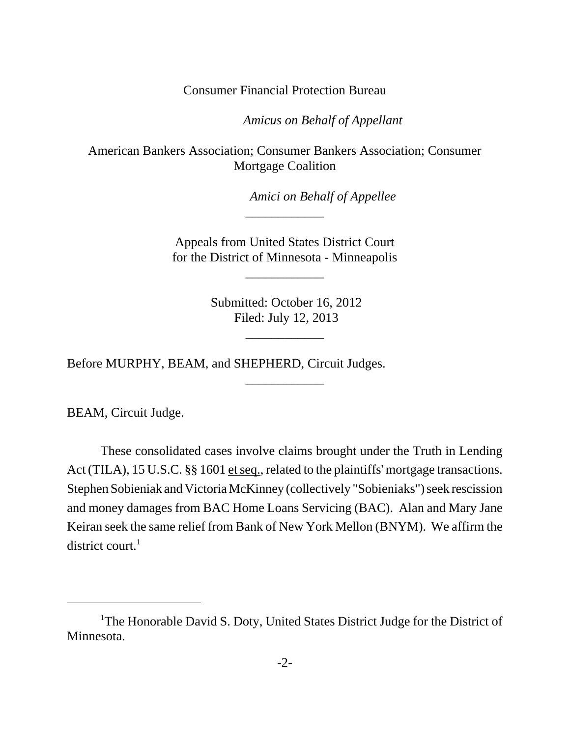Consumer Financial Protection Bureau

*Amicus on Behalf of Appellant*

American Bankers Association; Consumer Bankers Association; Consumer Mortgage Coalition

*Amici on Behalf of Appellee*

---

Appeals from United States District Court for the District of Minnesota - Minneapolis

---

Submitted: October 16, 2012
Filed: July 12, 2013

---

Before MURPHY, BEAM, and SHEPHERD, Circuit Judges.

---

BEAM, Circuit Judge.

These consolidated cases involve claims brought under the Truth in Lending Act (TILA), 15 U.S.C. §§ 1601 et seq., related to the plaintiffs' mortgage transactions. Stephen Sobieniak and Victoria McKinney (collectively "Sobieniaks") seek rescission and money damages from BAC Home Loans Servicing (BAC). Alan and Mary Jane Keiran seek the same relief from Bank of New York Mellon (BNYM). We affirm the district court.[1]

---

[1]The Honorable David S. Doty, United States District Judge for the District of Minnesota.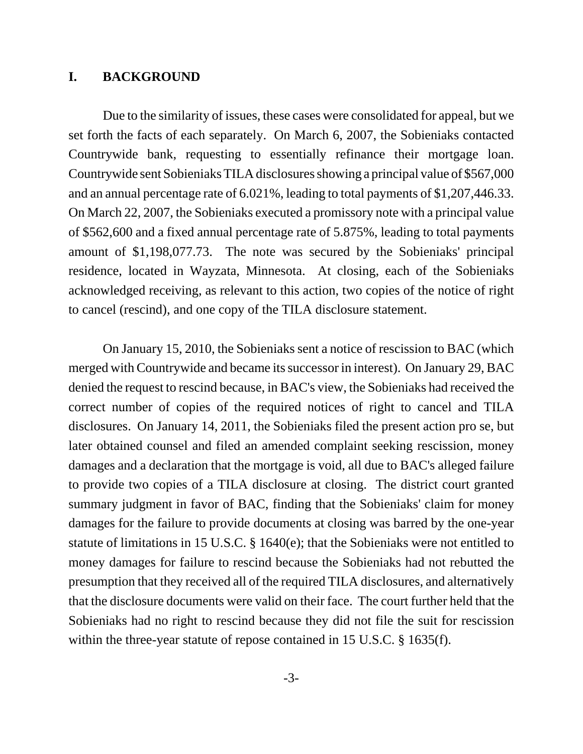## I. BACKGROUND

Due to the similarity of issues, these cases were consolidated for appeal, but we set forth the facts of each separately. On March 6, 2007, the Sobieniaks contacted Countrywide bank, requesting to essentially refinance their mortgage loan. Countrywide sent Sobieniaks TILA disclosures showing a principal value of $567,000 and an annual percentage rate of 6.021%, leading to total payments of $1,207,446.33. On March 22, 2007, the Sobieniaks executed a promissory note with a principal value of $562,600 and a fixed annual percentage rate of 5.875%, leading to total payments amount of $1,198,077.73. The note was secured by the Sobieniaks' principal residence, located in Wayzata, Minnesota. At closing, each of the Sobieniaks acknowledged receiving, as relevant to this action, two copies of the notice of right to cancel (rescind), and one copy of the TILA disclosure statement.

On January 15, 2010, the Sobieniaks sent a notice of rescission to BAC (which merged with Countrywide and became its successor in interest). On January 29, BAC denied the request to rescind because, in BAC's view, the Sobieniaks had received the correct number of copies of the required notices of right to cancel and TILA disclosures. On January 14, 2011, the Sobieniaks filed the present action pro se, but later obtained counsel and filed an amended complaint seeking rescission, money damages and a declaration that the mortgage is void, all due to BAC's alleged failure to provide two copies of a TILA disclosure at closing. The district court granted summary judgment in favor of BAC, finding that the Sobieniaks' claim for money damages for the failure to provide documents at closing was barred by the one-year statute of limitations in 15 U.S.C. § 1640(e); that the Sobieniaks were not entitled to money damages for failure to rescind because the Sobieniaks had not rebutted the presumption that they received all of the required TILA disclosures, and alternatively that the disclosure documents were valid on their face. The court further held that the Sobieniaks had no right to rescind because they did not file the suit for rescission within the three-year statute of repose contained in 15 U.S.C. § 1635(f).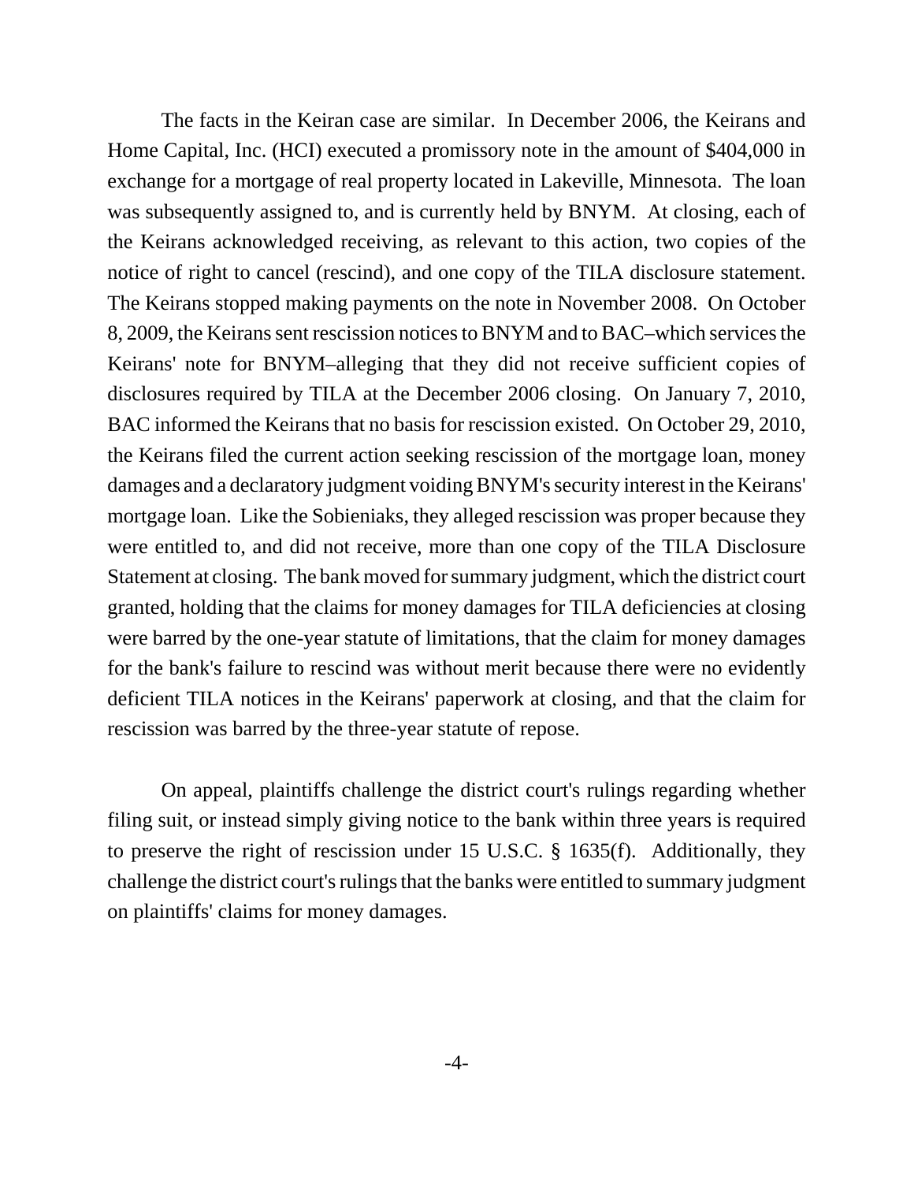The facts in the Keiran case are similar. In December 2006, the Keirans and Home Capital, Inc. (HCI) executed a promissory note in the amount of $404,000 in exchange for a mortgage of real property located in Lakeville, Minnesota. The loan was subsequently assigned to, and is currently held by BNYM. At closing, each of the Keirans acknowledged receiving, as relevant to this action, two copies of the notice of right to cancel (rescind), and one copy of the TILA disclosure statement. The Keirans stopped making payments on the note in November 2008. On October 8, 2009, the Keirans sent rescission notices to BNYM and to BAC–which services the Keirans' note for BNYM–alleging that they did not receive sufficient copies of disclosures required by TILA at the December 2006 closing. On January 7, 2010, BAC informed the Keirans that no basis for rescission existed. On October 29, 2010, the Keirans filed the current action seeking rescission of the mortgage loan, money damages and a declaratory judgment voiding BNYM's security interest in the Keirans' mortgage loan. Like the Sobieniaks, they alleged rescission was proper because they were entitled to, and did not receive, more than one copy of the TILA Disclosure Statement at closing. The bank moved for summary judgment, which the district court granted, holding that the claims for money damages for TILA deficiencies at closing were barred by the one-year statute of limitations, that the claim for money damages for the bank's failure to rescind was without merit because there were no evidently deficient TILA notices in the Keirans' paperwork at closing, and that the claim for rescission was barred by the three-year statute of repose.

On appeal, plaintiffs challenge the district court's rulings regarding whether filing suit, or instead simply giving notice to the bank within three years is required to preserve the right of rescission under 15 U.S.C. § 1635(f). Additionally, they challenge the district court's rulings that the banks were entitled to summary judgment on plaintiffs' claims for money damages.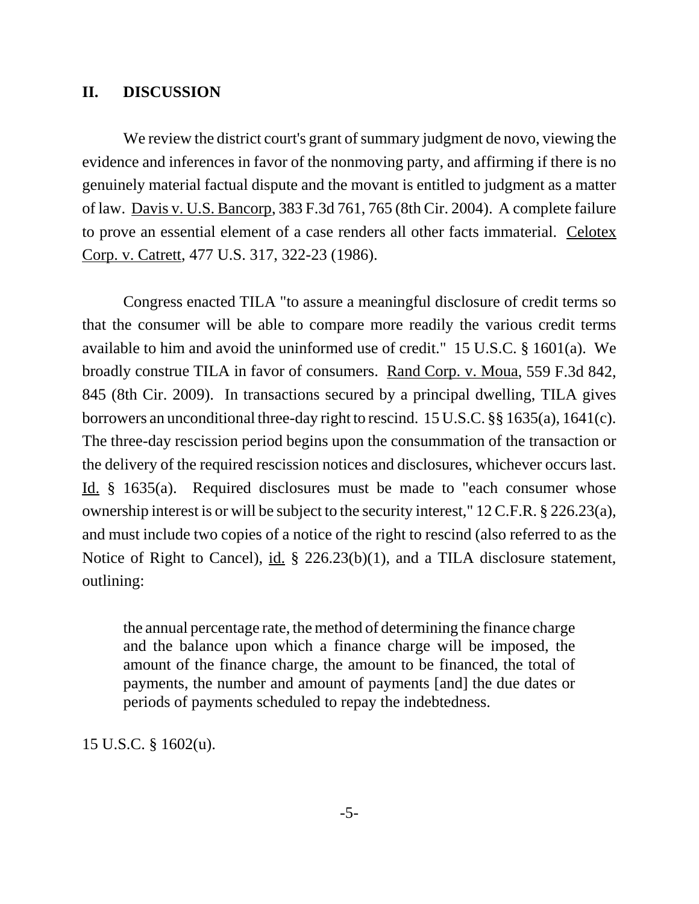## II. DISCUSSION

We review the district court's grant of summary judgment de novo, viewing the evidence and inferences in favor of the nonmoving party, and affirming if there is no genuinely material factual dispute and the movant is entitled to judgment as a matter of law. Davis v. U.S. Bancorp, 383 F.3d 761, 765 (8th Cir. 2004). A complete failure to prove an essential element of a case renders all other facts immaterial. Celotex Corp. v. Catrett, 477 U.S. 317, 322-23 (1986).

Congress enacted TILA "to assure a meaningful disclosure of credit terms so that the consumer will be able to compare more readily the various credit terms available to him and avoid the uninformed use of credit." 15 U.S.C. § 1601(a). We broadly construe TILA in favor of consumers. Rand Corp. v. Moua, 559 F.3d 842, 845 (8th Cir. 2009). In transactions secured by a principal dwelling, TILA gives borrowers an unconditional three-day right to rescind. 15 U.S.C. §§ 1635(a), 1641(c). The three-day rescission period begins upon the consummation of the transaction or the delivery of the required rescission notices and disclosures, whichever occurs last. Id. § 1635(a). Required disclosures must be made to "each consumer whose ownership interest is or will be subject to the security interest," 12 C.F.R. § 226.23(a), and must include two copies of a notice of the right to rescind (also referred to as the Notice of Right to Cancel), id. § 226.23(b)(1), and a TILA disclosure statement, outlining:

> the annual percentage rate, the method of determining the finance charge and the balance upon which a finance charge will be imposed, the amount of the finance charge, the amount to be financed, the total of payments, the number and amount of payments [and] the due dates or periods of payments scheduled to repay the indebtedness.

15 U.S.C. § 1602(u).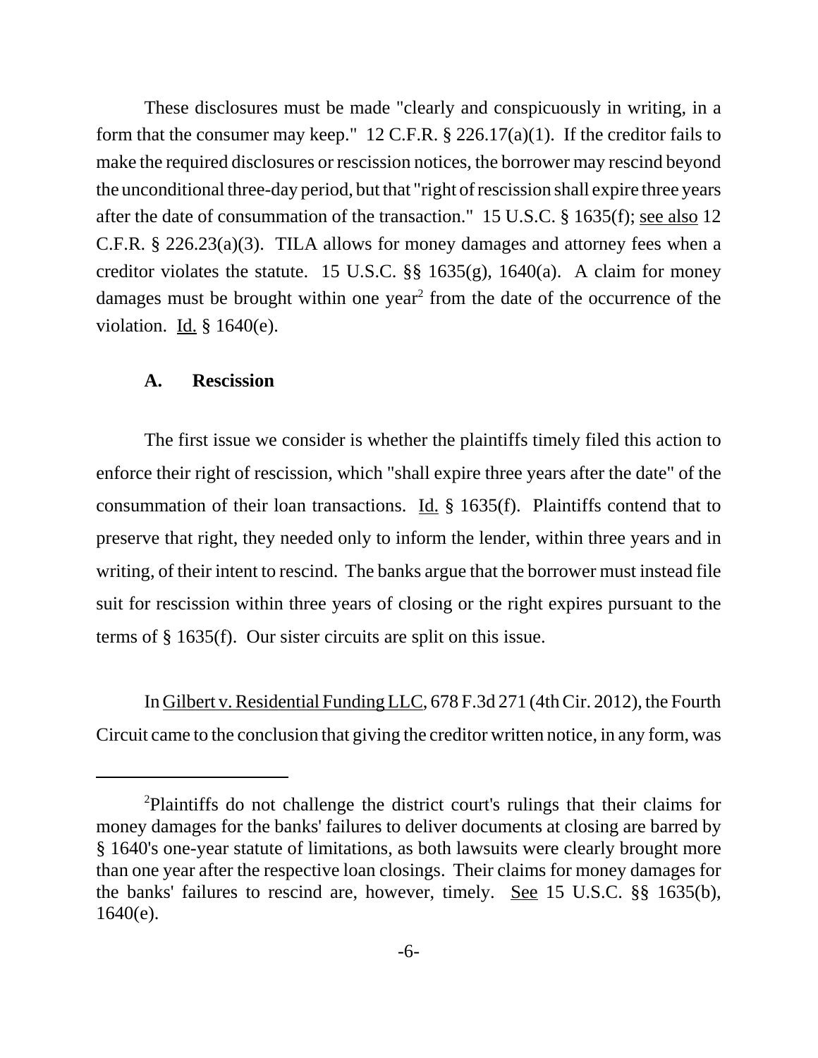These disclosures must be made "clearly and conspicuously in writing, in a form that the consumer may keep." 12 C.F.R. § 226.17(a)(1). If the creditor fails to make the required disclosures or rescission notices, the borrower may rescind beyond the unconditional three-day period, but that "right of rescission shall expire three years after the date of consummation of the transaction." 15 U.S.C. § 1635(f); see also 12 C.F.R. § 226.23(a)(3). TILA allows for money damages and attorney fees when a creditor violates the statute. 15 U.S.C. §§ 1635(g), 1640(a). A claim for money damages must be brought within one year[2] from the date of the occurrence of the violation. Id. § 1640(e).

### A. Rescission

The first issue we consider is whether the plaintiffs timely filed this action to enforce their right of rescission, which "shall expire three years after the date" of the consummation of their loan transactions. Id. § 1635(f). Plaintiffs contend that to preserve that right, they needed only to inform the lender, within three years and in writing, of their intent to rescind. The banks argue that the borrower must instead file suit for rescission within three years of closing or the right expires pursuant to the terms of § 1635(f). Our sister circuits are split on this issue.

In Gilbert v. Residential Funding LLC, 678 F.3d 271 (4th Cir. 2012), the Fourth Circuit came to the conclusion that giving the creditor written notice, in any form, was

---

[2]Plaintiffs do not challenge the district court's rulings that their claims for money damages for the banks' failures to deliver documents at closing are barred by § 1640's one-year statute of limitations, as both lawsuits were clearly brought more than one year after the respective loan closings. Their claims for money damages for the banks' failures to rescind are, however, timely. See 15 U.S.C. §§ 1635(b), 1640(e).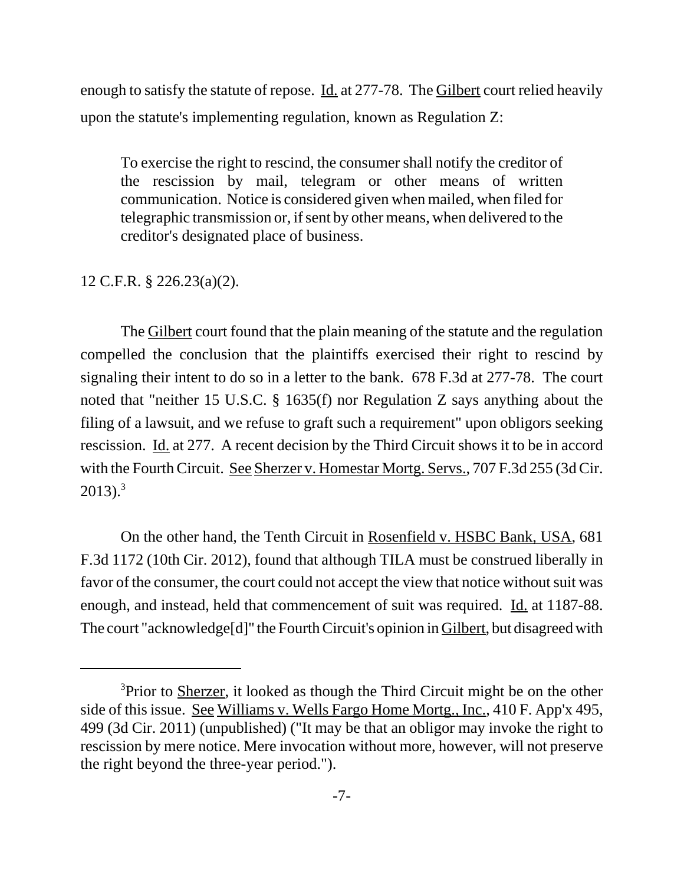enough to satisfy the statute of repose. Id. at 277-78. The Gilbert court relied heavily upon the statute's implementing regulation, known as Regulation Z:

> To exercise the right to rescind, the consumer shall notify the creditor of the rescission by mail, telegram or other means of written communication. Notice is considered given when mailed, when filed for telegraphic transmission or, if sent by other means, when delivered to the creditor's designated place of business.

12 C.F.R. § 226.23(a)(2).

The Gilbert court found that the plain meaning of the statute and the regulation compelled the conclusion that the plaintiffs exercised their right to rescind by signaling their intent to do so in a letter to the bank. 678 F.3d at 277-78. The court noted that "neither 15 U.S.C. § 1635(f) nor Regulation Z says anything about the filing of a lawsuit, and we refuse to graft such a requirement" upon obligors seeking rescission. Id. at 277. A recent decision by the Third Circuit shows it to be in accord with the Fourth Circuit. See Sherzer v. Homestar Mortg. Servs., 707 F.3d 255 (3d Cir. 2013).[3]

On the other hand, the Tenth Circuit in Rosenfield v. HSBC Bank, USA, 681 F.3d 1172 (10th Cir. 2012), found that although TILA must be construed liberally in favor of the consumer, the court could not accept the view that notice without suit was enough, and instead, held that commencement of suit was required. Id. at 1187-88. The court "acknowledge[d]" the Fourth Circuit's opinion in Gilbert, but disagreed with

---

[3] Prior to Sherzer, it looked as though the Third Circuit might be on the other side of this issue. See Williams v. Wells Fargo Home Mortg., Inc., 410 F. App'x 495, 499 (3d Cir. 2011) (unpublished) ("It may be that an obligor may invoke the right to rescission by mere notice. Mere invocation without more, however, will not preserve the right beyond the three-year period.").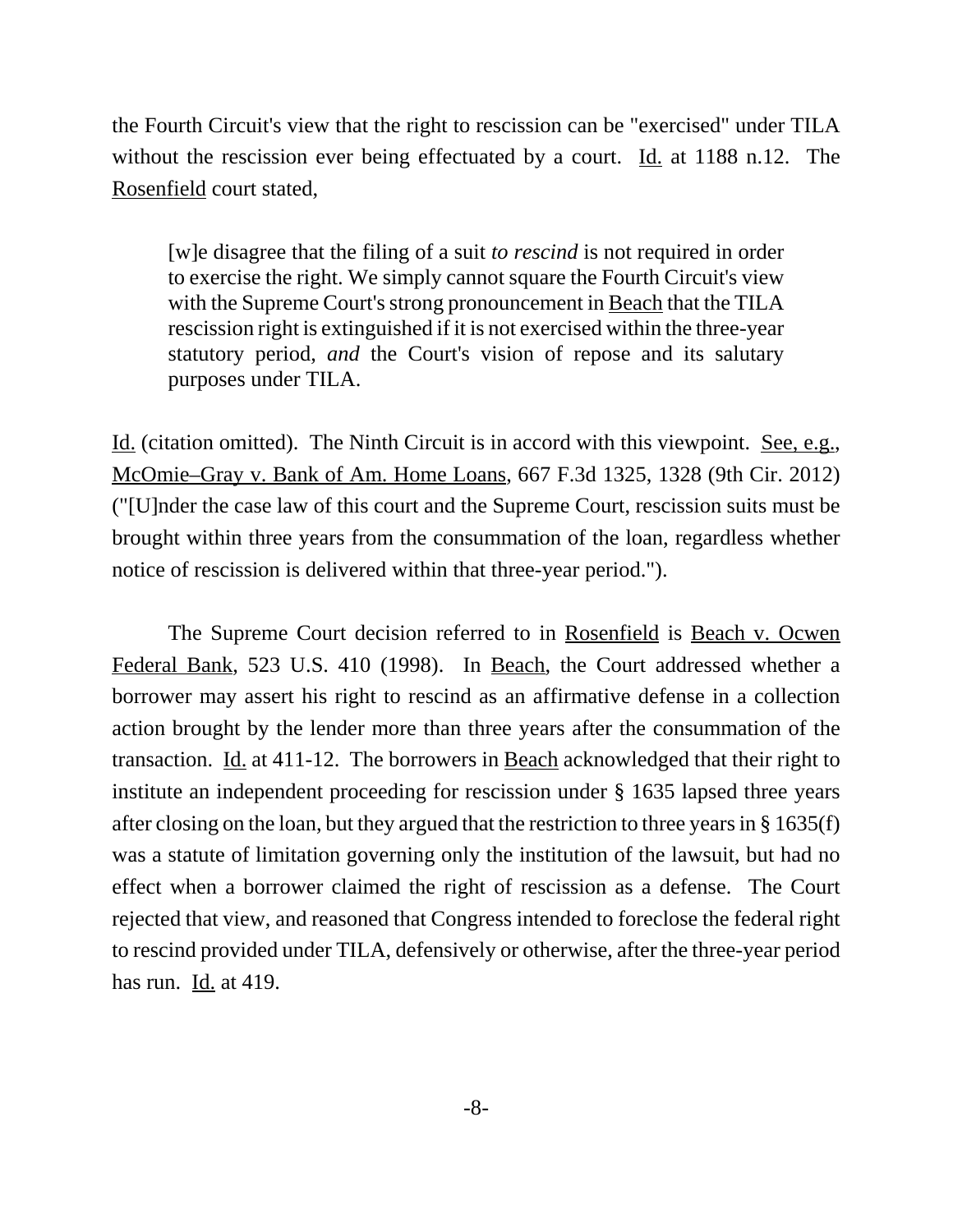the Fourth Circuit's view that the right to rescission can be "exercised" under TILA without the rescission ever being effectuated by a court. Id. at 1188 n.12. The Rosenfield court stated,

> [w]e disagree that the filing of a suit *to rescind* is not required in order to exercise the right. We simply cannot square the Fourth Circuit's view with the Supreme Court's strong pronouncement in Beach that the TILA rescission right is extinguished if it is not exercised within the three-year statutory period, *and* the Court's vision of repose and its salutary purposes under TILA.

Id. (citation omitted). The Ninth Circuit is in accord with this viewpoint. See, e.g., McOmie–Gray v. Bank of Am. Home Loans, 667 F.3d 1325, 1328 (9th Cir. 2012) ("[U]nder the case law of this court and the Supreme Court, rescission suits must be brought within three years from the consummation of the loan, regardless whether notice of rescission is delivered within that three-year period.").

The Supreme Court decision referred to in Rosenfield is Beach v. Ocwen Federal Bank, 523 U.S. 410 (1998). In Beach, the Court addressed whether a borrower may assert his right to rescind as an affirmative defense in a collection action brought by the lender more than three years after the consummation of the transaction. Id. at 411-12. The borrowers in Beach acknowledged that their right to institute an independent proceeding for rescission under § 1635 lapsed three years after closing on the loan, but they argued that the restriction to three years in § 1635(f) was a statute of limitation governing only the institution of the lawsuit, but had no effect when a borrower claimed the right of rescission as a defense. The Court rejected that view, and reasoned that Congress intended to foreclose the federal right to rescind provided under TILA, defensively or otherwise, after the three-year period has run. Id. at 419.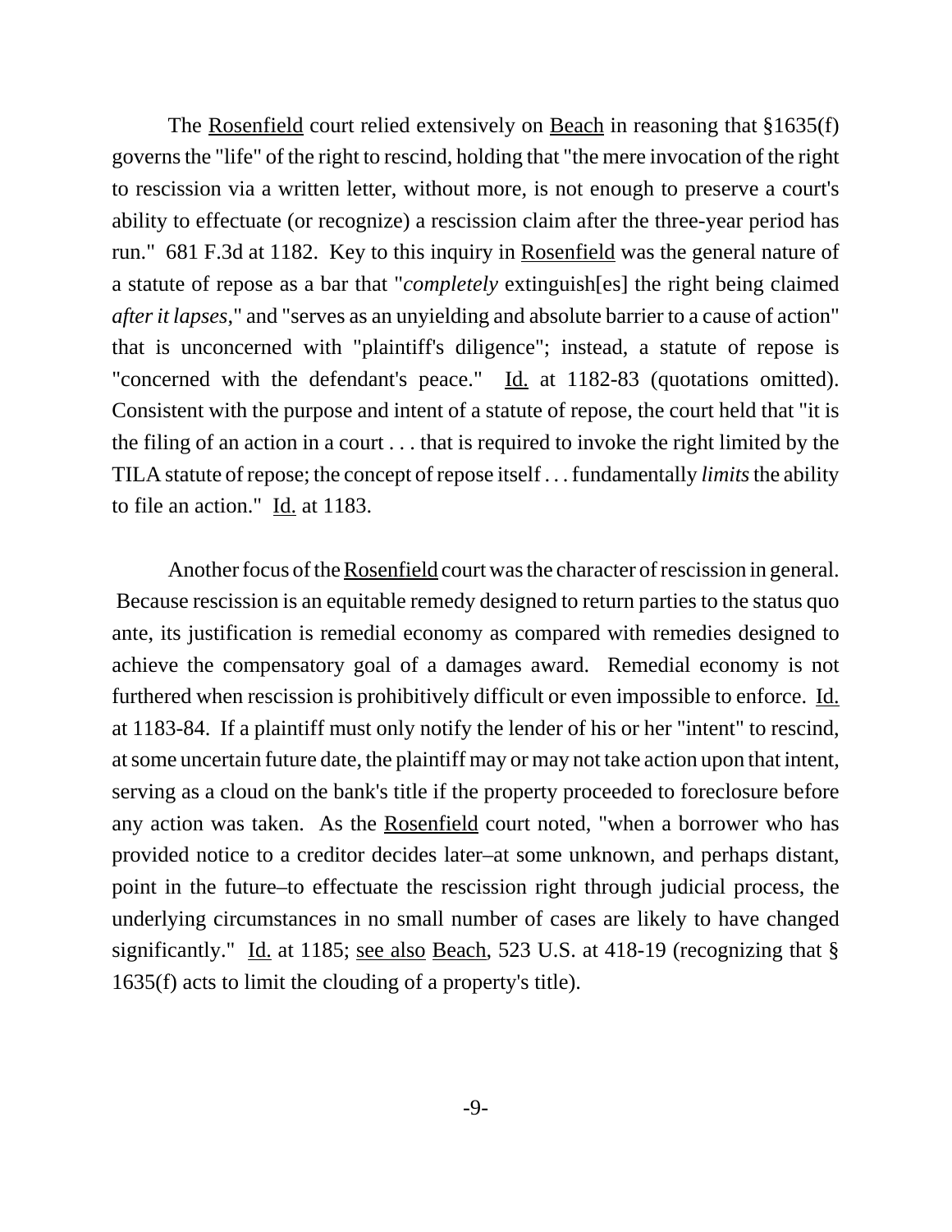The Rosenfield court relied extensively on Beach in reasoning that §1635(f) governs the "life" of the right to rescind, holding that "the mere invocation of the right to rescission via a written letter, without more, is not enough to preserve a court's ability to effectuate (or recognize) a rescission claim after the three-year period has run." 681 F.3d at 1182. Key to this inquiry in Rosenfield was the general nature of a statute of repose as a bar that "*completely* extinguish[es] the right being claimed *after it lapses*," and "serves as an unyielding and absolute barrier to a cause of action" that is unconcerned with "plaintiff's diligence"; instead, a statute of repose is "concerned with the defendant's peace." Id. at 1182-83 (quotations omitted). Consistent with the purpose and intent of a statute of repose, the court held that "it is the filing of an action in a court . . . that is required to invoke the right limited by the TILA statute of repose; the concept of repose itself . . . fundamentally *limits* the ability to file an action." Id. at 1183.

Another focus of the Rosenfield court was the character of rescission in general. Because rescission is an equitable remedy designed to return parties to the status quo ante, its justification is remedial economy as compared with remedies designed to achieve the compensatory goal of a damages award. Remedial economy is not furthered when rescission is prohibitively difficult or even impossible to enforce. Id. at 1183-84. If a plaintiff must only notify the lender of his or her "intent" to rescind, at some uncertain future date, the plaintiff may or may not take action upon that intent, serving as a cloud on the bank's title if the property proceeded to foreclosure before any action was taken. As the Rosenfield court noted, "when a borrower who has provided notice to a creditor decides later–at some unknown, and perhaps distant, point in the future–to effectuate the rescission right through judicial process, the underlying circumstances in no small number of cases are likely to have changed significantly." Id. at 1185; see also Beach, 523 U.S. at 418-19 (recognizing that § 1635(f) acts to limit the clouding of a property's title).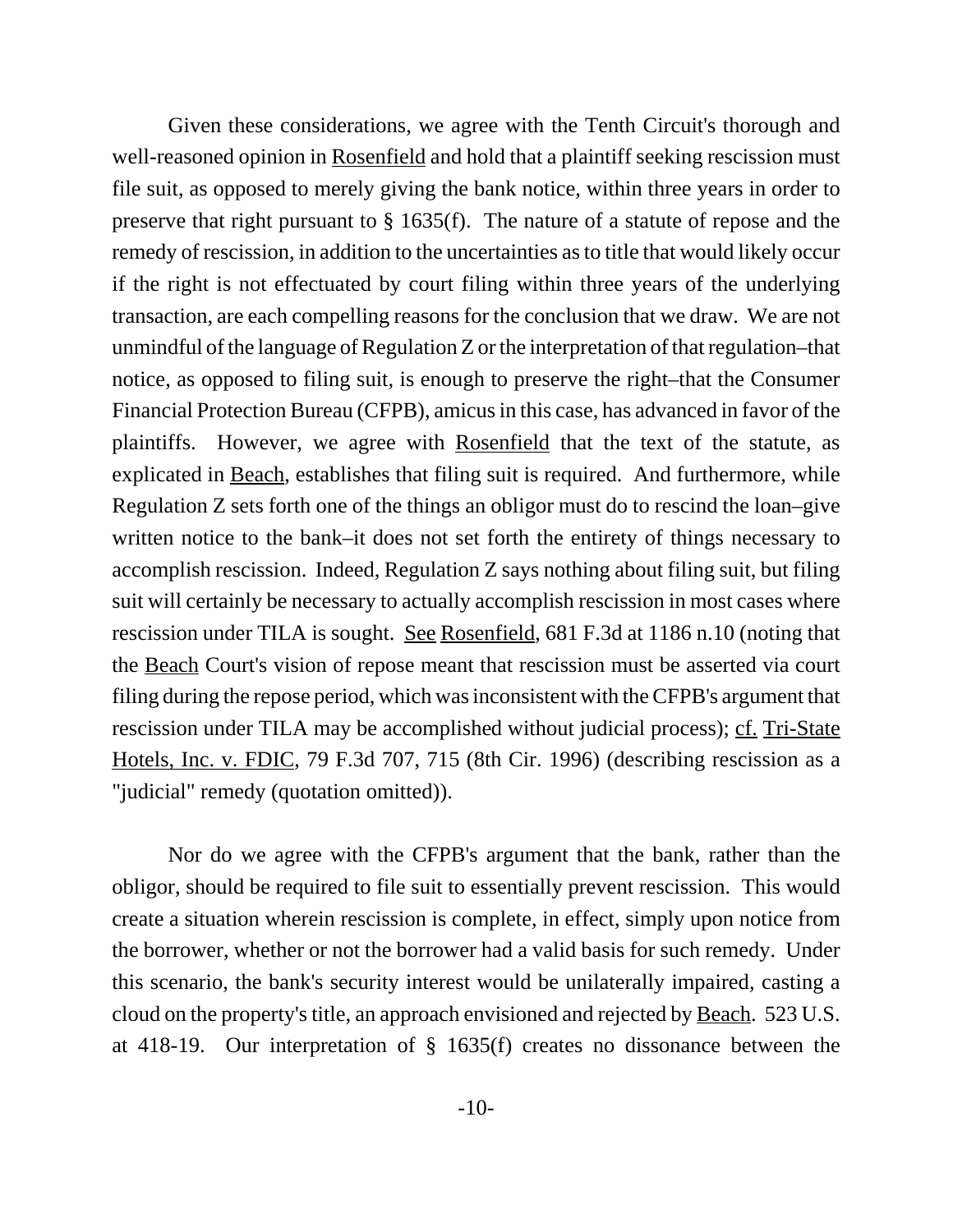Given these considerations, we agree with the Tenth Circuit's thorough and well-reasoned opinion in Rosenfield and hold that a plaintiff seeking rescission must file suit, as opposed to merely giving the bank notice, within three years in order to preserve that right pursuant to § 1635(f). The nature of a statute of repose and the remedy of rescission, in addition to the uncertainties as to title that would likely occur if the right is not effectuated by court filing within three years of the underlying transaction, are each compelling reasons for the conclusion that we draw. We are not unmindful of the language of Regulation Z or the interpretation of that regulation–that notice, as opposed to filing suit, is enough to preserve the right–that the Consumer Financial Protection Bureau (CFPB), amicus in this case, has advanced in favor of the plaintiffs. However, we agree with Rosenfield that the text of the statute, as explicated in Beach, establishes that filing suit is required. And furthermore, while Regulation Z sets forth one of the things an obligor must do to rescind the loan–give written notice to the bank–it does not set forth the entirety of things necessary to accomplish rescission. Indeed, Regulation Z says nothing about filing suit, but filing suit will certainly be necessary to actually accomplish rescission in most cases where rescission under TILA is sought. See Rosenfield, 681 F.3d at 1186 n.10 (noting that the Beach Court's vision of repose meant that rescission must be asserted via court filing during the repose period, which was inconsistent with the CFPB's argument that rescission under TILA may be accomplished without judicial process); cf. Tri-State Hotels, Inc. v. FDIC, 79 F.3d 707, 715 (8th Cir. 1996) (describing rescission as a "judicial" remedy (quotation omitted)).

Nor do we agree with the CFPB's argument that the bank, rather than the obligor, should be required to file suit to essentially prevent rescission. This would create a situation wherein rescission is complete, in effect, simply upon notice from the borrower, whether or not the borrower had a valid basis for such remedy. Under this scenario, the bank's security interest would be unilaterally impaired, casting a cloud on the property's title, an approach envisioned and rejected by Beach. 523 U.S. at 418-19. Our interpretation of § 1635(f) creates no dissonance between the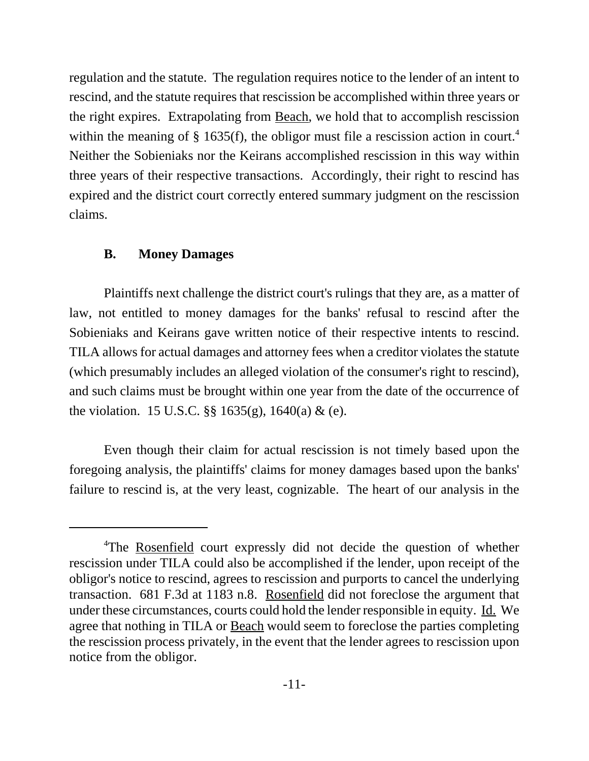regulation and the statute. The regulation requires notice to the lender of an intent to rescind, and the statute requires that rescission be accomplished within three years or the right expires. Extrapolating from Beach, we hold that to accomplish rescission within the meaning of § 1635(f), the obligor must file a rescission action in court.[4] Neither the Sobieniaks nor the Keirans accomplished rescission in this way within three years of their respective transactions. Accordingly, their right to rescind has expired and the district court correctly entered summary judgment on the rescission claims.

### B. Money Damages

Plaintiffs next challenge the district court's rulings that they are, as a matter of law, not entitled to money damages for the banks' refusal to rescind after the Sobieniaks and Keirans gave written notice of their respective intents to rescind. TILA allows for actual damages and attorney fees when a creditor violates the statute (which presumably includes an alleged violation of the consumer's right to rescind), and such claims must be brought within one year from the date of the occurrence of the violation. 15 U.S.C. §§ 1635(g), 1640(a) & (e).

Even though their claim for actual rescission is not timely based upon the foregoing analysis, the plaintiffs' claims for money damages based upon the banks' failure to rescind is, at the very least, cognizable. The heart of our analysis in the

---

[4]The Rosenfield court expressly did not decide the question of whether rescission under TILA could also be accomplished if the lender, upon receipt of the obligor's notice to rescind, agrees to rescission and purports to cancel the underlying transaction. 681 F.3d at 1183 n.8. Rosenfield did not foreclose the argument that under these circumstances, courts could hold the lender responsible in equity. Id. We agree that nothing in TILA or Beach would seem to foreclose the parties completing the rescission process privately, in the event that the lender agrees to rescission upon notice from the obligor.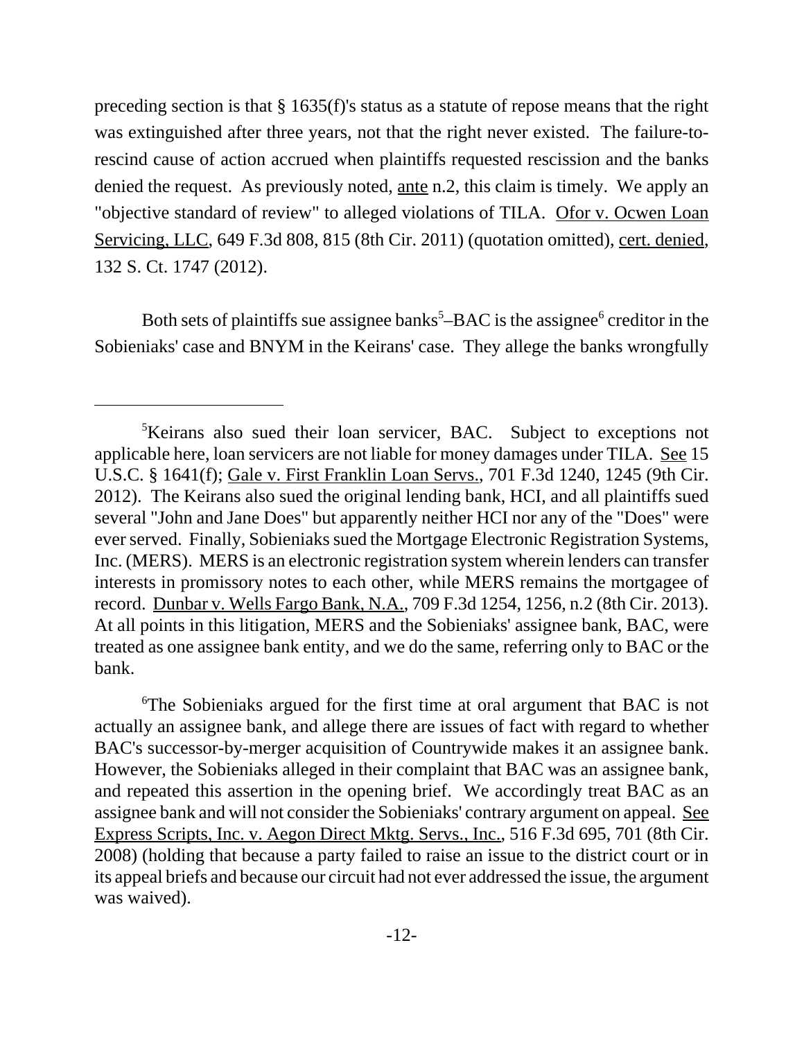preceding section is that § 1635(f)'s status as a statute of repose means that the right was extinguished after three years, not that the right never existed. The failure-to-rescind cause of action accrued when plaintiffs requested rescission and the banks denied the request. As previously noted, ante n.2, this claim is timely. We apply an "objective standard of review" to alleged violations of TILA. Ofor v. Ocwen Loan Servicing, LLC, 649 F.3d 808, 815 (8th Cir. 2011) (quotation omitted), cert. denied, 132 S. Ct. 1747 (2012).

Both sets of plaintiffs sue assignee banks[5]–BAC is the assignee[6] creditor in the Sobieniaks' case and BNYM in the Keirans' case. They allege the banks wrongfully

---

[5]Keirans also sued their loan servicer, BAC. Subject to exceptions not applicable here, loan servicers are not liable for money damages under TILA. See 15 U.S.C. § 1641(f); Gale v. First Franklin Loan Servs., 701 F.3d 1240, 1245 (9th Cir. 2012). The Keirans also sued the original lending bank, HCI, and all plaintiffs sued several "John and Jane Does" but apparently neither HCI nor any of the "Does" were ever served. Finally, Sobieniaks sued the Mortgage Electronic Registration Systems, Inc. (MERS). MERS is an electronic registration system wherein lenders can transfer interests in promissory notes to each other, while MERS remains the mortgagee of record. Dunbar v. Wells Fargo Bank, N.A., 709 F.3d 1254, 1256, n.2 (8th Cir. 2013). At all points in this litigation, MERS and the Sobieniaks' assignee bank, BAC, were treated as one assignee bank entity, and we do the same, referring only to BAC or the bank.

[6]The Sobieniaks argued for the first time at oral argument that BAC is not actually an assignee bank, and allege there are issues of fact with regard to whether BAC's successor-by-merger acquisition of Countrywide makes it an assignee bank. However, the Sobieniaks alleged in their complaint that BAC was an assignee bank, and repeated this assertion in the opening brief. We accordingly treat BAC as an assignee bank and will not consider the Sobieniaks' contrary argument on appeal. See Express Scripts, Inc. v. Aegon Direct Mktg. Servs., Inc., 516 F.3d 695, 701 (8th Cir. 2008) (holding that because a party failed to raise an issue to the district court or in its appeal briefs and because our circuit had not ever addressed the issue, the argument was waived).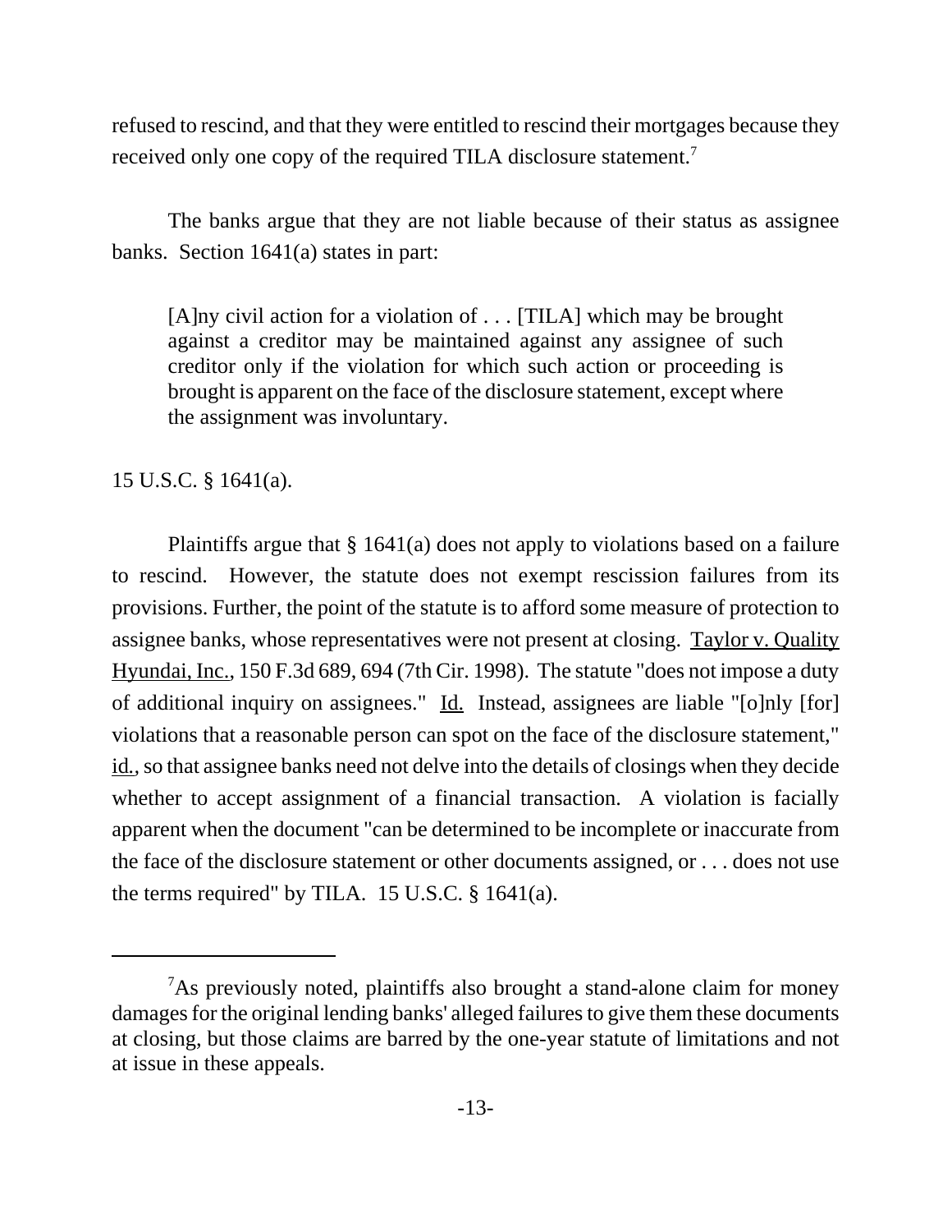refused to rescind, and that they were entitled to rescind their mortgages because they received only one copy of the required TILA disclosure statement.[7]

The banks argue that they are not liable because of their status as assignee banks. Section 1641(a) states in part:

> [A]ny civil action for a violation of . . . [TILA] which may be brought against a creditor may be maintained against any assignee of such creditor only if the violation for which such action or proceeding is brought is apparent on the face of the disclosure statement, except where the assignment was involuntary.

15 U.S.C. § 1641(a).

Plaintiffs argue that § 1641(a) does not apply to violations based on a failure to rescind. However, the statute does not exempt rescission failures from its provisions. Further, the point of the statute is to afford some measure of protection to assignee banks, whose representatives were not present at closing. Taylor v. Quality Hyundai, Inc., 150 F.3d 689, 694 (7th Cir. 1998). The statute "does not impose a duty of additional inquiry on assignees." Id. Instead, assignees are liable "[o]nly [for] violations that a reasonable person can spot on the face of the disclosure statement," id., so that assignee banks need not delve into the details of closings when they decide whether to accept assignment of a financial transaction. A violation is facially apparent when the document "can be determined to be incomplete or inaccurate from the face of the disclosure statement or other documents assigned, or . . . does not use the terms required" by TILA. 15 U.S.C. § 1641(a).

---

[7] As previously noted, plaintiffs also brought a stand-alone claim for money damages for the original lending banks' alleged failures to give them these documents at closing, but those claims are barred by the one-year statute of limitations and not at issue in these appeals.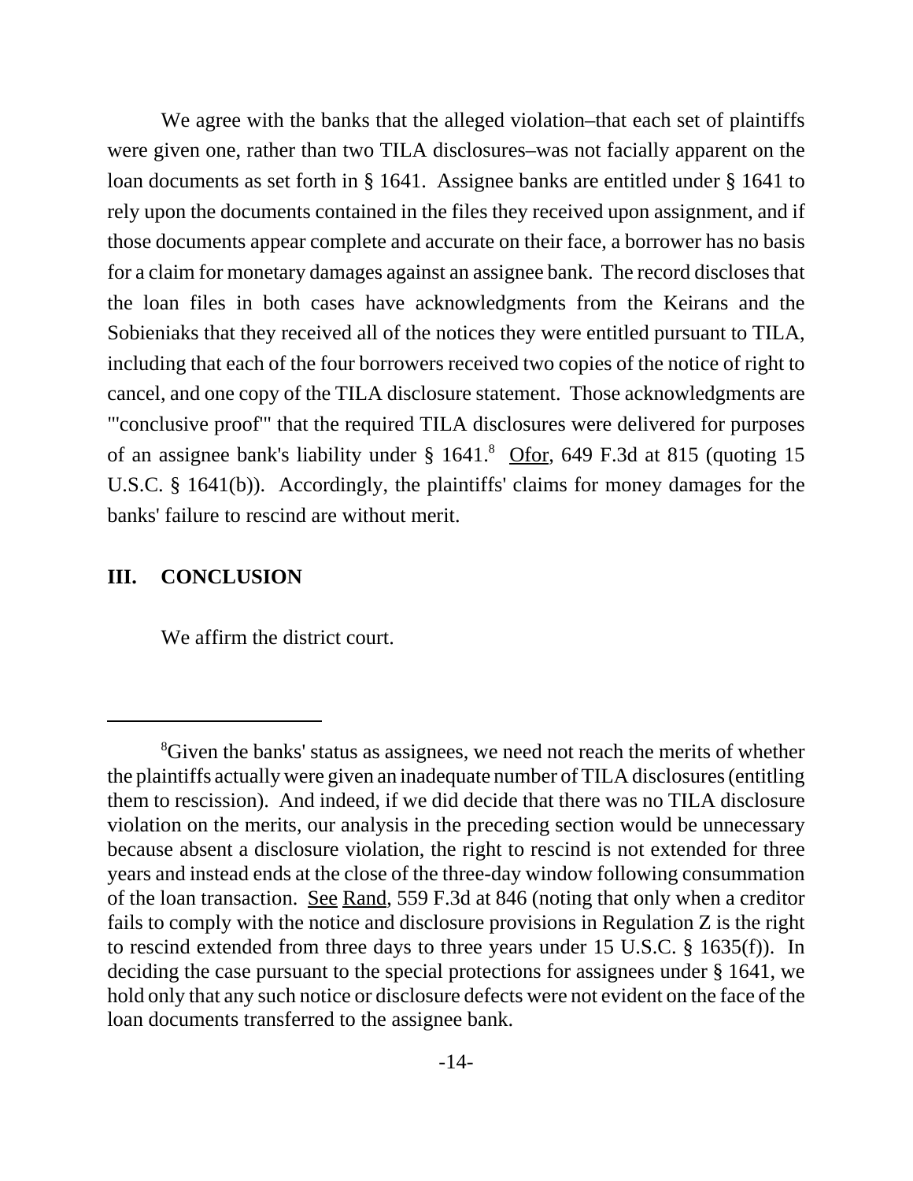We agree with the banks that the alleged violation–that each set of plaintiffs were given one, rather than two TILA disclosures–was not facially apparent on the loan documents as set forth in § 1641. Assignee banks are entitled under § 1641 to rely upon the documents contained in the files they received upon assignment, and if those documents appear complete and accurate on their face, a borrower has no basis for a claim for monetary damages against an assignee bank. The record discloses that the loan files in both cases have acknowledgments from the Keirans and the Sobieniaks that they received all of the notices they were entitled pursuant to TILA, including that each of the four borrowers received two copies of the notice of right to cancel, and one copy of the TILA disclosure statement. Those acknowledgments are "'conclusive proof'" that the required TILA disclosures were delivered for purposes of an assignee bank's liability under § 1641.[8] Ofor, 649 F.3d at 815 (quoting 15 U.S.C. § 1641(b)). Accordingly, the plaintiffs' claims for money damages for the banks' failure to rescind are without merit.

## III. CONCLUSION

We affirm the district court.

---

[8]Given the banks' status as assignees, we need not reach the merits of whether the plaintiffs actually were given an inadequate number of TILA disclosures (entitling them to rescission). And indeed, if we did decide that there was no TILA disclosure violation on the merits, our analysis in the preceding section would be unnecessary because absent a disclosure violation, the right to rescind is not extended for three years and instead ends at the close of the three-day window following consummation of the loan transaction. See Rand, 559 F.3d at 846 (noting that only when a creditor fails to comply with the notice and disclosure provisions in Regulation Z is the right to rescind extended from three days to three years under 15 U.S.C. § 1635(f)). In deciding the case pursuant to the special protections for assignees under § 1641, we hold only that any such notice or disclosure defects were not evident on the face of the loan documents transferred to the assignee bank.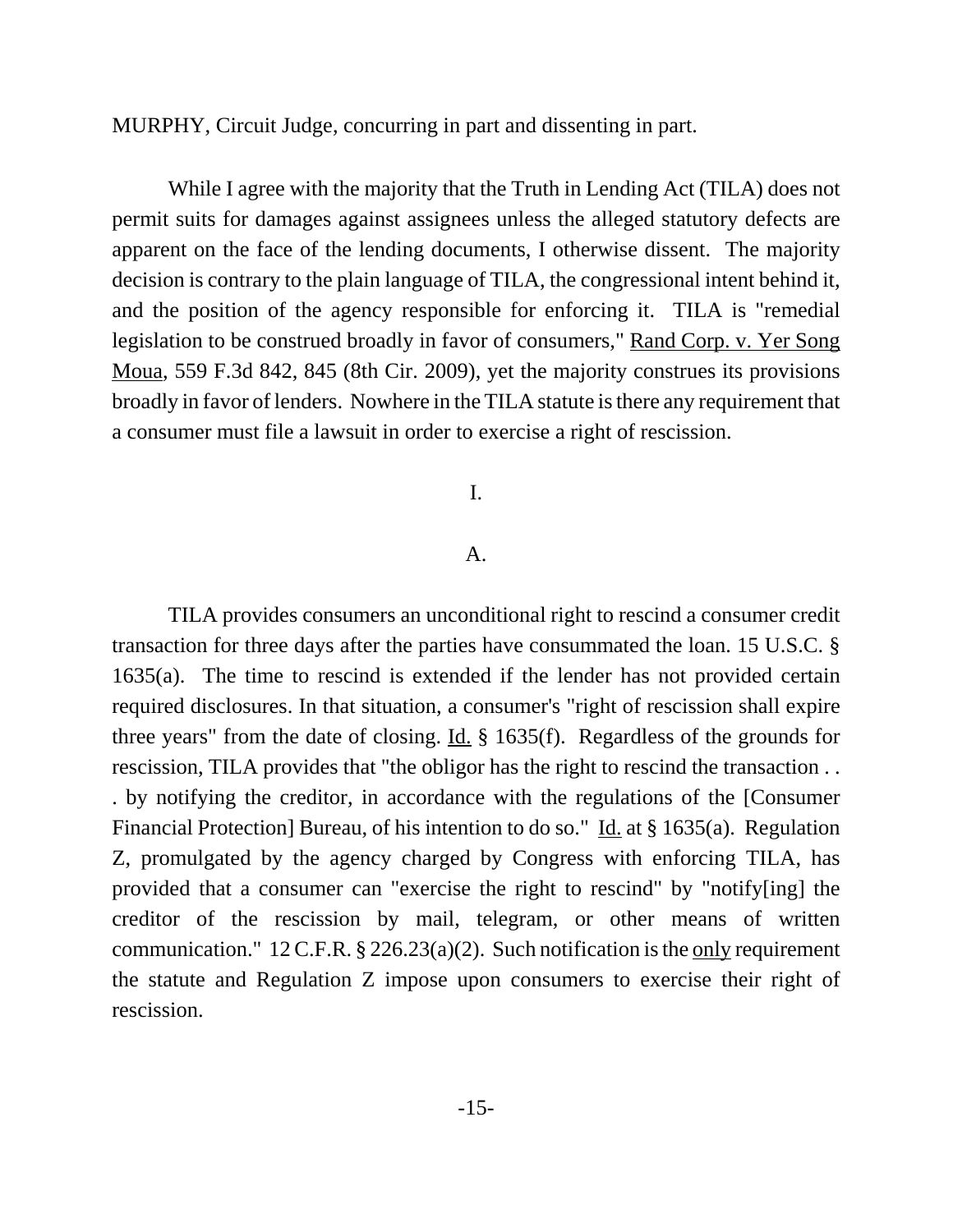MURPHY, Circuit Judge, concurring in part and dissenting in part.

While I agree with the majority that the Truth in Lending Act (TILA) does not permit suits for damages against assignees unless the alleged statutory defects are apparent on the face of the lending documents, I otherwise dissent. The majority decision is contrary to the plain language of TILA, the congressional intent behind it, and the position of the agency responsible for enforcing it. TILA is "remedial legislation to be construed broadly in favor of consumers," Rand Corp. v. Yer Song Moua, 559 F.3d 842, 845 (8th Cir. 2009), yet the majority construes its provisions broadly in favor of lenders. Nowhere in the TILA statute is there any requirement that a consumer must file a lawsuit in order to exercise a right of rescission.

I.

A.

TILA provides consumers an unconditional right to rescind a consumer credit transaction for three days after the parties have consummated the loan. 15 U.S.C. § 1635(a). The time to rescind is extended if the lender has not provided certain required disclosures. In that situation, a consumer's "right of rescission shall expire three years" from the date of closing. Id. § 1635(f). Regardless of the grounds for rescission, TILA provides that "the obligor has the right to rescind the transaction . . . by notifying the creditor, in accordance with the regulations of the [Consumer Financial Protection] Bureau, of his intention to do so." Id. at § 1635(a). Regulation Z, promulgated by the agency charged by Congress with enforcing TILA, has provided that a consumer can "exercise the right to rescind" by "notify[ing] the creditor of the rescission by mail, telegram, or other means of written communication." 12 C.F.R. § 226.23(a)(2). Such notification is the only requirement the statute and Regulation Z impose upon consumers to exercise their right of rescission.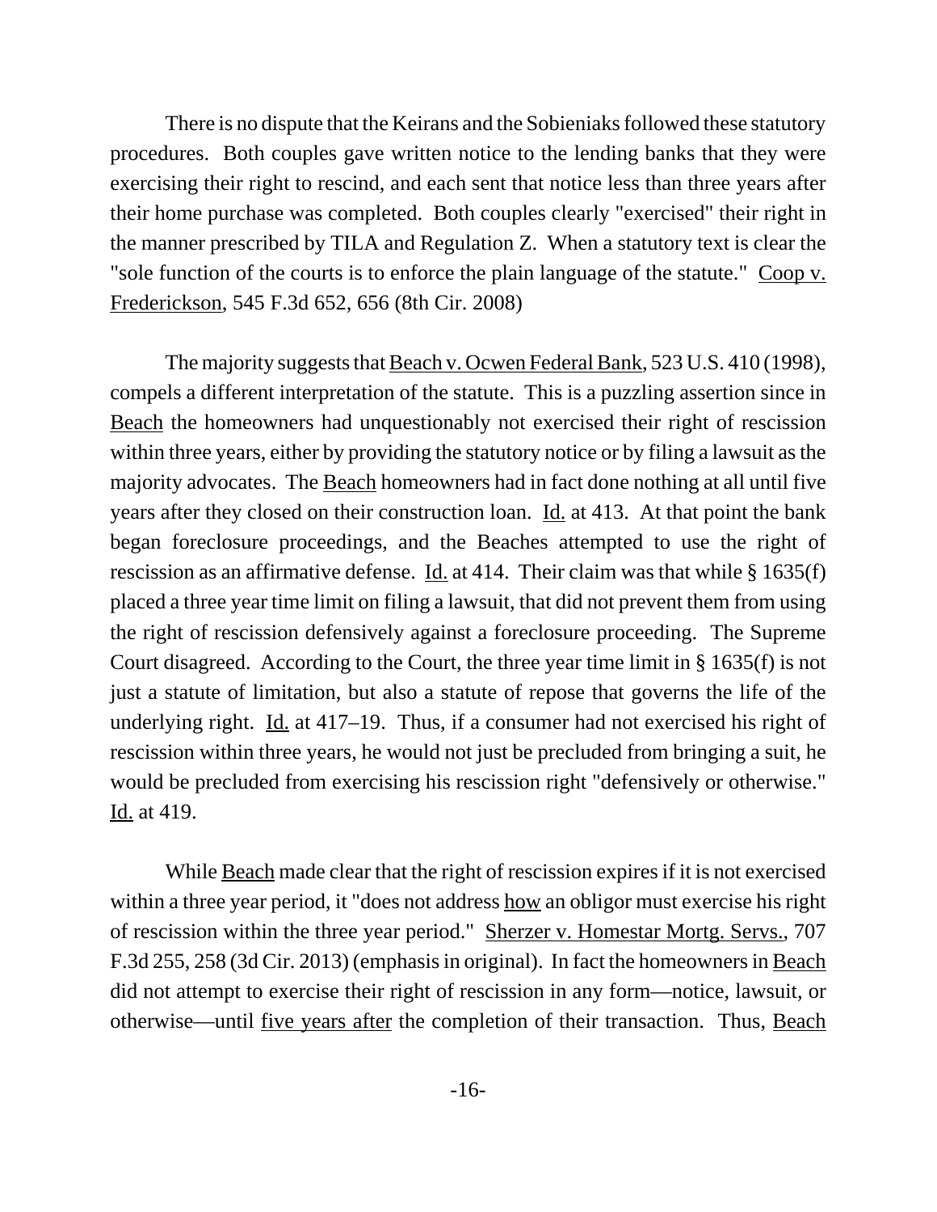There is no dispute that the Keirans and the Sobieniaks followed these statutory procedures. Both couples gave written notice to the lending banks that they were exercising their right to rescind, and each sent that notice less than three years after their home purchase was completed. Both couples clearly "exercised" their right in the manner prescribed by TILA and Regulation Z. When a statutory text is clear the "sole function of the courts is to enforce the plain language of the statute." Coop v. Frederickson, 545 F.3d 652, 656 (8th Cir. 2008)

The majority suggests that Beach v. Ocwen Federal Bank, 523 U.S. 410 (1998), compels a different interpretation of the statute. This is a puzzling assertion since in Beach the homeowners had unquestionably not exercised their right of rescission within three years, either by providing the statutory notice or by filing a lawsuit as the majority advocates. The Beach homeowners had in fact done nothing at all until five years after they closed on their construction loan. Id. at 413. At that point the bank began foreclosure proceedings, and the Beaches attempted to use the right of rescission as an affirmative defense. Id. at 414. Their claim was that while § 1635(f) placed a three year time limit on filing a lawsuit, that did not prevent them from using the right of rescission defensively against a foreclosure proceeding. The Supreme Court disagreed. According to the Court, the three year time limit in § 1635(f) is not just a statute of limitation, but also a statute of repose that governs the life of the underlying right. Id. at 417–19. Thus, if a consumer had not exercised his right of rescission within three years, he would not just be precluded from bringing a suit, he would be precluded from exercising his rescission right "defensively or otherwise." Id. at 419.

While Beach made clear that the right of rescission expires if it is not exercised within a three year period, it "does not address how an obligor must exercise his right of rescission within the three year period." Sherzer v. Homestar Mortg. Servs., 707 F.3d 255, 258 (3d Cir. 2013) (emphasis in original). In fact the homeowners in Beach did not attempt to exercise their right of rescission in any form—notice, lawsuit, or otherwise—until five years after the completion of their transaction. Thus, Beach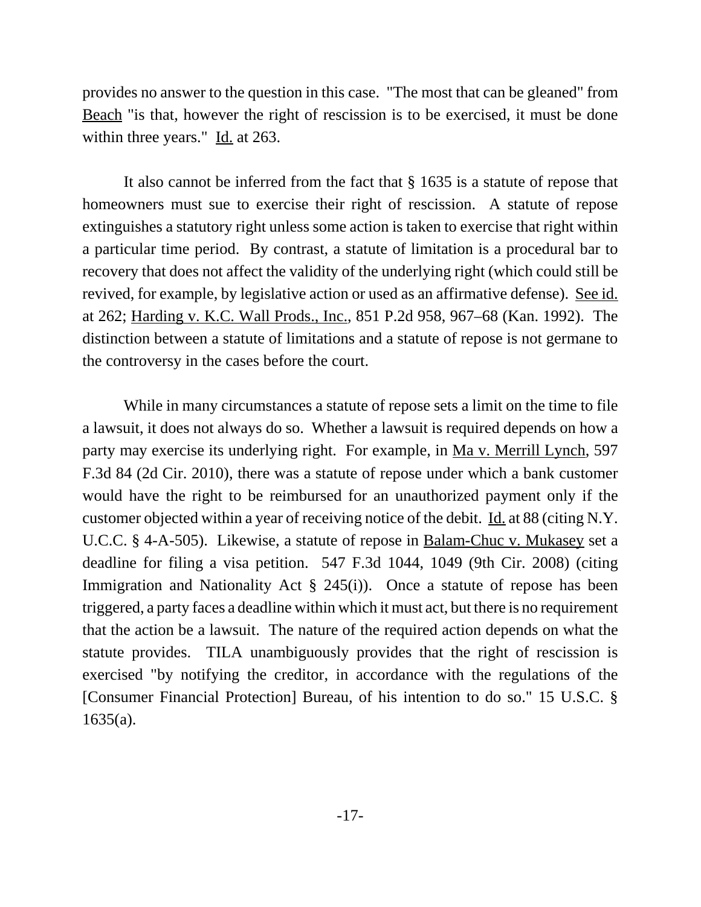provides no answer to the question in this case. "The most that can be gleaned" from Beach "is that, however the right of rescission is to be exercised, it must be done within three years." Id. at 263.

It also cannot be inferred from the fact that § 1635 is a statute of repose that homeowners must sue to exercise their right of rescission. A statute of repose extinguishes a statutory right unless some action is taken to exercise that right within a particular time period. By contrast, a statute of limitation is a procedural bar to recovery that does not affect the validity of the underlying right (which could still be revived, for example, by legislative action or used as an affirmative defense). See id. at 262; Harding v. K.C. Wall Prods., Inc., 851 P.2d 958, 967–68 (Kan. 1992). The distinction between a statute of limitations and a statute of repose is not germane to the controversy in the cases before the court.

While in many circumstances a statute of repose sets a limit on the time to file a lawsuit, it does not always do so. Whether a lawsuit is required depends on how a party may exercise its underlying right. For example, in Ma v. Merrill Lynch, 597 F.3d 84 (2d Cir. 2010), there was a statute of repose under which a bank customer would have the right to be reimbursed for an unauthorized payment only if the customer objected within a year of receiving notice of the debit. Id. at 88 (citing N.Y. U.C.C. § 4-A-505). Likewise, a statute of repose in Balam-Chuc v. Mukasey set a deadline for filing a visa petition. 547 F.3d 1044, 1049 (9th Cir. 2008) (citing Immigration and Nationality Act § 245(i)). Once a statute of repose has been triggered, a party faces a deadline within which it must act, but there is no requirement that the action be a lawsuit. The nature of the required action depends on what the statute provides. TILA unambiguously provides that the right of rescission is exercised "by notifying the creditor, in accordance with the regulations of the [Consumer Financial Protection] Bureau, of his intention to do so." 15 U.S.C. § 1635(a).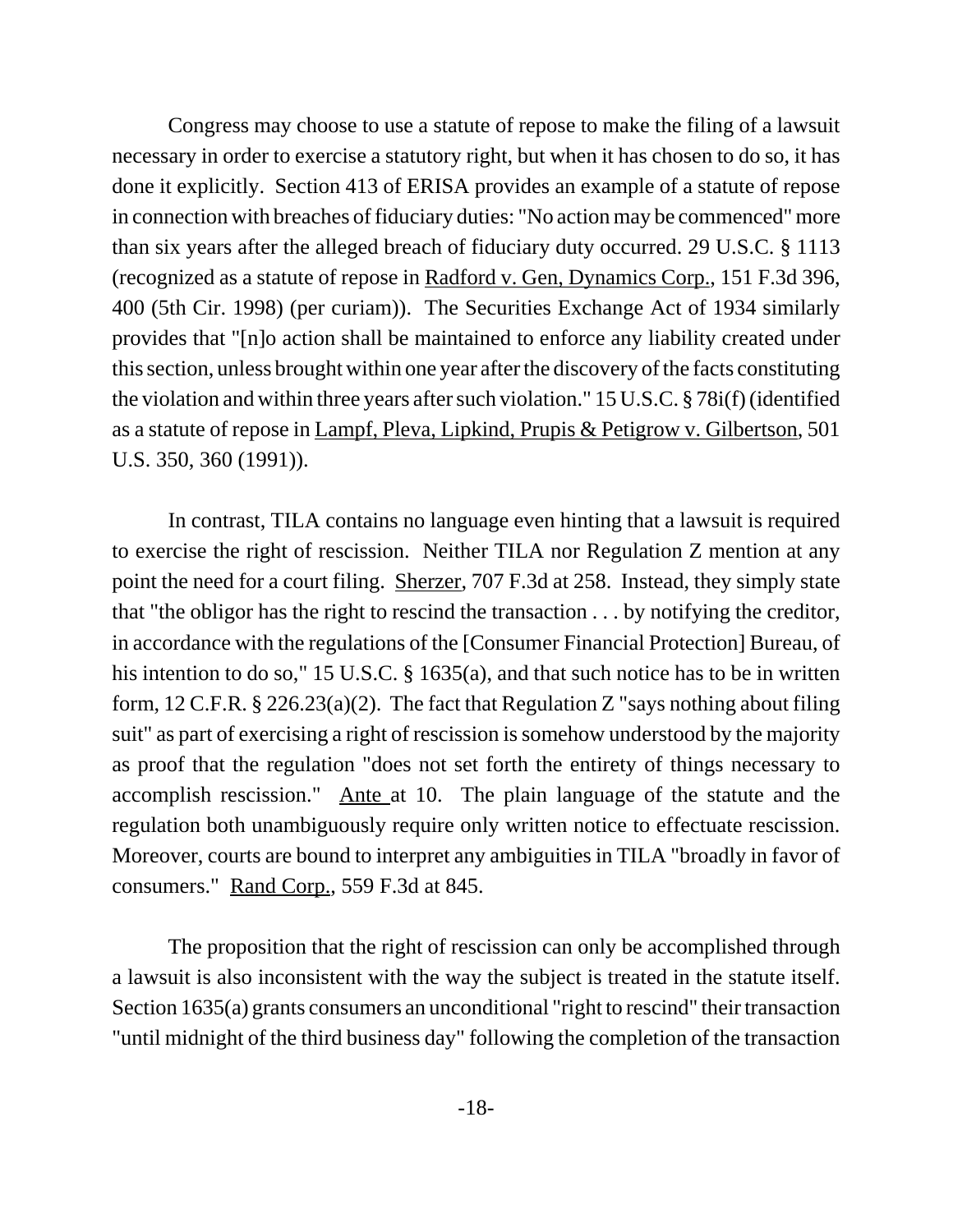Congress may choose to use a statute of repose to make the filing of a lawsuit necessary in order to exercise a statutory right, but when it has chosen to do so, it has done it explicitly. Section 413 of ERISA provides an example of a statute of repose in connection with breaches of fiduciary duties: "No action may be commenced" more than six years after the alleged breach of fiduciary duty occurred. 29 U.S.C. § 1113 (recognized as a statute of repose in Radford v. Gen, Dynamics Corp., 151 F.3d 396, 400 (5th Cir. 1998) (per curiam)). The Securities Exchange Act of 1934 similarly provides that "[n]o action shall be maintained to enforce any liability created under this section, unless brought within one year after the discovery of the facts constituting the violation and within three years after such violation." 15 U.S.C. § 78i(f) (identified as a statute of repose in Lampf, Pleva, Lipkind, Prupis & Petigrow v. Gilbertson, 501 U.S. 350, 360 (1991)).

In contrast, TILA contains no language even hinting that a lawsuit is required to exercise the right of rescission. Neither TILA nor Regulation Z mention at any point the need for a court filing. Sherzer, 707 F.3d at 258. Instead, they simply state that "the obligor has the right to rescind the transaction . . . by notifying the creditor, in accordance with the regulations of the [Consumer Financial Protection] Bureau, of his intention to do so," 15 U.S.C. § 1635(a), and that such notice has to be in written form, 12 C.F.R. § 226.23(a)(2). The fact that Regulation Z "says nothing about filing suit" as part of exercising a right of rescission is somehow understood by the majority as proof that the regulation "does not set forth the entirety of things necessary to accomplish rescission." Ante at 10. The plain language of the statute and the regulation both unambiguously require only written notice to effectuate rescission. Moreover, courts are bound to interpret any ambiguities in TILA "broadly in favor of consumers." Rand Corp., 559 F.3d at 845.

The proposition that the right of rescission can only be accomplished through a lawsuit is also inconsistent with the way the subject is treated in the statute itself. Section 1635(a) grants consumers an unconditional "right to rescind" their transaction "until midnight of the third business day" following the completion of the transaction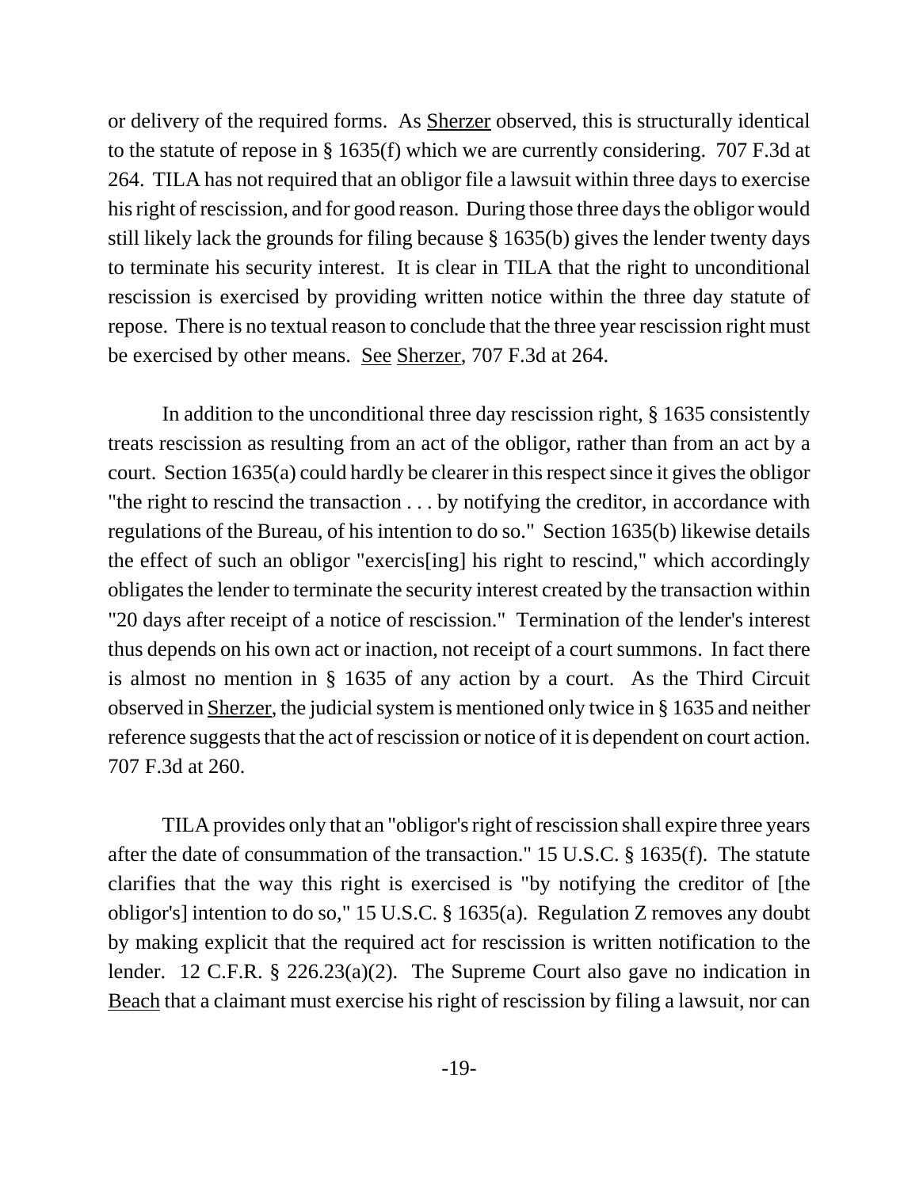or delivery of the required forms. As Sherzer observed, this is structurally identical to the statute of repose in § 1635(f) which we are currently considering. 707 F.3d at 264. TILA has not required that an obligor file a lawsuit within three days to exercise his right of rescission, and for good reason. During those three days the obligor would still likely lack the grounds for filing because § 1635(b) gives the lender twenty days to terminate his security interest. It is clear in TILA that the right to unconditional rescission is exercised by providing written notice within the three day statute of repose. There is no textual reason to conclude that the three year rescission right must be exercised by other means. See Sherzer, 707 F.3d at 264.

In addition to the unconditional three day rescission right, § 1635 consistently treats rescission as resulting from an act of the obligor, rather than from an act by a court. Section 1635(a) could hardly be clearer in this respect since it gives the obligor "the right to rescind the transaction . . . by notifying the creditor, in accordance with regulations of the Bureau, of his intention to do so." Section 1635(b) likewise details the effect of such an obligor "exercis[ing] his right to rescind," which accordingly obligates the lender to terminate the security interest created by the transaction within "20 days after receipt of a notice of rescission." Termination of the lender's interest thus depends on his own act or inaction, not receipt of a court summons. In fact there is almost no mention in § 1635 of any action by a court. As the Third Circuit observed in Sherzer, the judicial system is mentioned only twice in § 1635 and neither reference suggests that the act of rescission or notice of it is dependent on court action. 707 F.3d at 260.

TILA provides only that an "obligor's right of rescission shall expire three years after the date of consummation of the transaction." 15 U.S.C. § 1635(f). The statute clarifies that the way this right is exercised is "by notifying the creditor of [the obligor's] intention to do so," 15 U.S.C. § 1635(a). Regulation Z removes any doubt by making explicit that the required act for rescission is written notification to the lender. 12 C.F.R. § 226.23(a)(2). The Supreme Court also gave no indication in Beach that a claimant must exercise his right of rescission by filing a lawsuit, nor can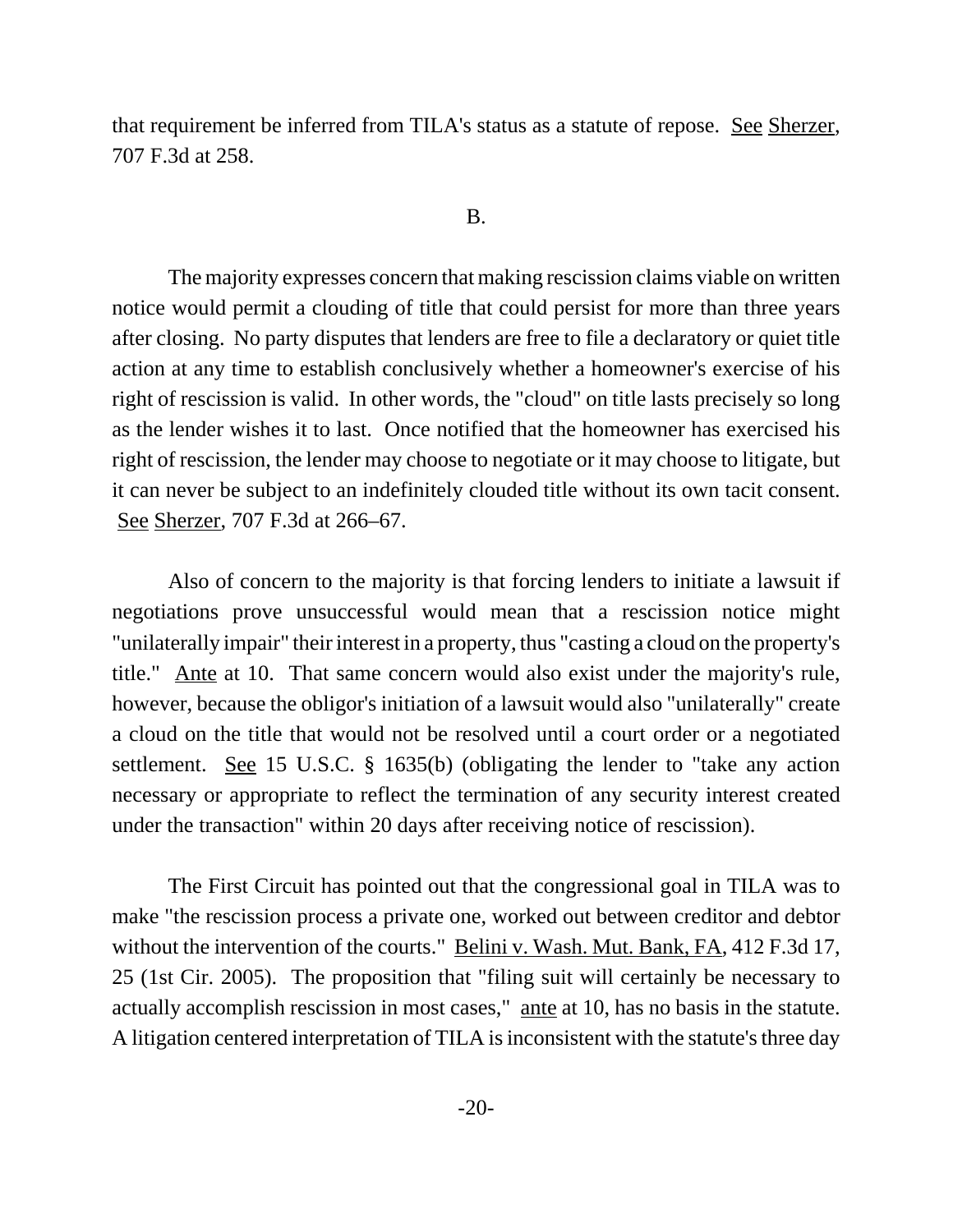that requirement be inferred from TILA's status as a statute of repose. See Sherzer, 707 F.3d at 258.

B.

The majority expresses concern that making rescission claims viable on written notice would permit a clouding of title that could persist for more than three years after closing. No party disputes that lenders are free to file a declaratory or quiet title action at any time to establish conclusively whether a homeowner's exercise of his right of rescission is valid. In other words, the "cloud" on title lasts precisely so long as the lender wishes it to last. Once notified that the homeowner has exercised his right of rescission, the lender may choose to negotiate or it may choose to litigate, but it can never be subject to an indefinitely clouded title without its own tacit consent. See Sherzer, 707 F.3d at 266–67.

Also of concern to the majority is that forcing lenders to initiate a lawsuit if negotiations prove unsuccessful would mean that a rescission notice might "unilaterally impair" their interest in a property, thus "casting a cloud on the property's title." Ante at 10. That same concern would also exist under the majority's rule, however, because the obligor's initiation of a lawsuit would also "unilaterally" create a cloud on the title that would not be resolved until a court order or a negotiated settlement. See 15 U.S.C. § 1635(b) (obligating the lender to "take any action necessary or appropriate to reflect the termination of any security interest created under the transaction" within 20 days after receiving notice of rescission).

The First Circuit has pointed out that the congressional goal in TILA was to make "the rescission process a private one, worked out between creditor and debtor without the intervention of the courts." Belini v. Wash. Mut. Bank, FA, 412 F.3d 17, 25 (1st Cir. 2005). The proposition that "filing suit will certainly be necessary to actually accomplish rescission in most cases," ante at 10, has no basis in the statute. A litigation centered interpretation of TILA is inconsistent with the statute's three day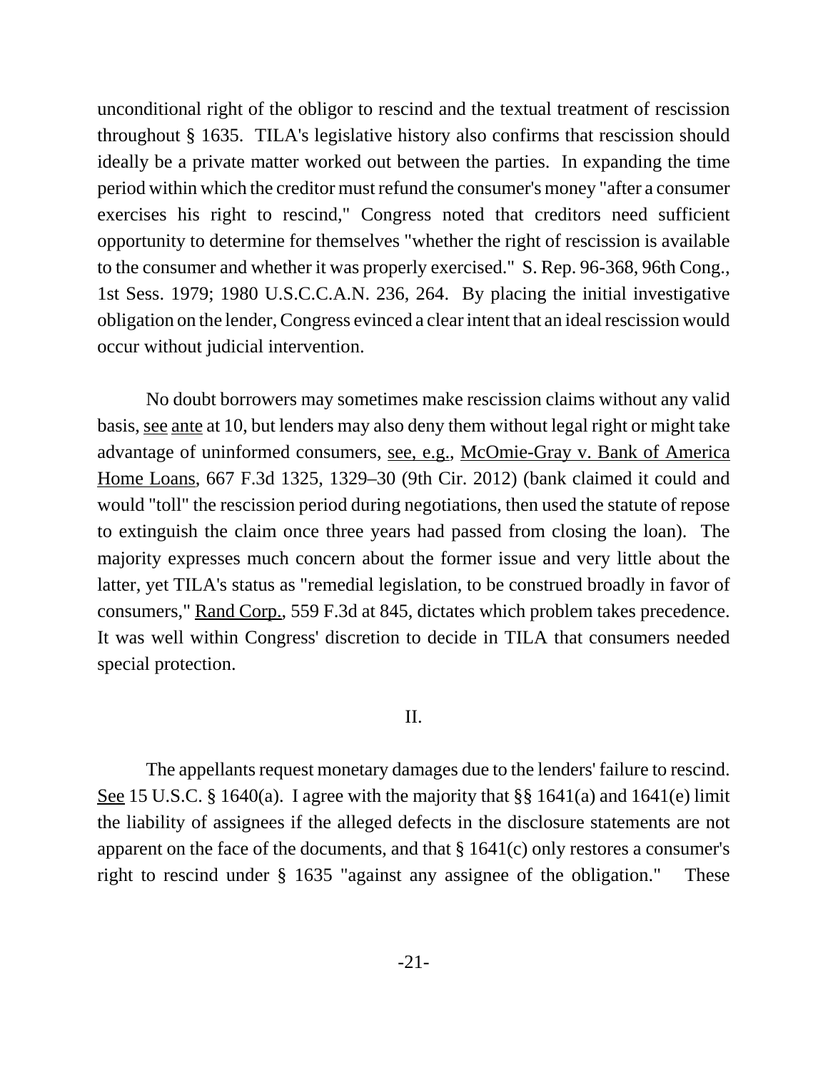unconditional right of the obligor to rescind and the textual treatment of rescission throughout § 1635. TILA's legislative history also confirms that rescission should ideally be a private matter worked out between the parties. In expanding the time period within which the creditor must refund the consumer's money "after a consumer exercises his right to rescind," Congress noted that creditors need sufficient opportunity to determine for themselves "whether the right of rescission is available to the consumer and whether it was properly exercised." S. Rep. 96-368, 96th Cong., 1st Sess. 1979; 1980 U.S.C.C.A.N. 236, 264. By placing the initial investigative obligation on the lender, Congress evinced a clear intent that an ideal rescission would occur without judicial intervention.

No doubt borrowers may sometimes make rescission claims without any valid basis, see ante at 10, but lenders may also deny them without legal right or might take advantage of uninformed consumers, see, e.g., McOmie-Gray v. Bank of America Home Loans, 667 F.3d 1325, 1329–30 (9th Cir. 2012) (bank claimed it could and would "toll" the rescission period during negotiations, then used the statute of repose to extinguish the claim once three years had passed from closing the loan). The majority expresses much concern about the former issue and very little about the latter, yet TILA's status as "remedial legislation, to be construed broadly in favor of consumers," Rand Corp., 559 F.3d at 845, dictates which problem takes precedence. It was well within Congress' discretion to decide in TILA that consumers needed special protection.

## II.

The appellants request monetary damages due to the lenders' failure to rescind. See 15 U.S.C. § 1640(a). I agree with the majority that §§ 1641(a) and 1641(e) limit the liability of assignees if the alleged defects in the disclosure statements are not apparent on the face of the documents, and that § 1641(c) only restores a consumer's right to rescind under § 1635 "against any assignee of the obligation." These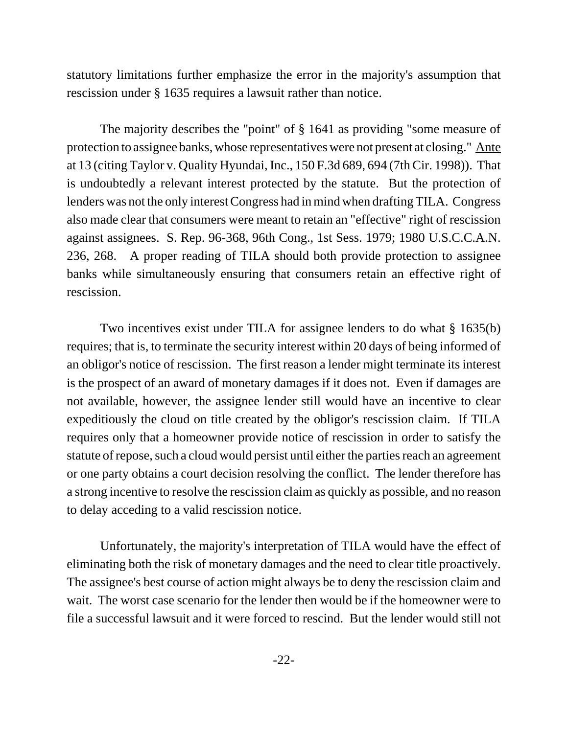statutory limitations further emphasize the error in the majority's assumption that rescission under § 1635 requires a lawsuit rather than notice.

The majority describes the "point" of § 1641 as providing "some measure of protection to assignee banks, whose representatives were not present at closing." Ante at 13 (citing Taylor v. Quality Hyundai, Inc., 150 F.3d 689, 694 (7th Cir. 1998)). That is undoubtedly a relevant interest protected by the statute. But the protection of lenders was not the only interest Congress had in mind when drafting TILA. Congress also made clear that consumers were meant to retain an "effective" right of rescission against assignees. S. Rep. 96-368, 96th Cong., 1st Sess. 1979; 1980 U.S.C.C.A.N. 236, 268. A proper reading of TILA should both provide protection to assignee banks while simultaneously ensuring that consumers retain an effective right of rescission.

Two incentives exist under TILA for assignee lenders to do what § 1635(b) requires; that is, to terminate the security interest within 20 days of being informed of an obligor's notice of rescission. The first reason a lender might terminate its interest is the prospect of an award of monetary damages if it does not. Even if damages are not available, however, the assignee lender still would have an incentive to clear expeditiously the cloud on title created by the obligor's rescission claim. If TILA requires only that a homeowner provide notice of rescission in order to satisfy the statute of repose, such a cloud would persist until either the parties reach an agreement or one party obtains a court decision resolving the conflict. The lender therefore has a strong incentive to resolve the rescission claim as quickly as possible, and no reason to delay acceding to a valid rescission notice.

Unfortunately, the majority's interpretation of TILA would have the effect of eliminating both the risk of monetary damages and the need to clear title proactively. The assignee's best course of action might always be to deny the rescission claim and wait. The worst case scenario for the lender then would be if the homeowner were to file a successful lawsuit and it were forced to rescind. But the lender would still not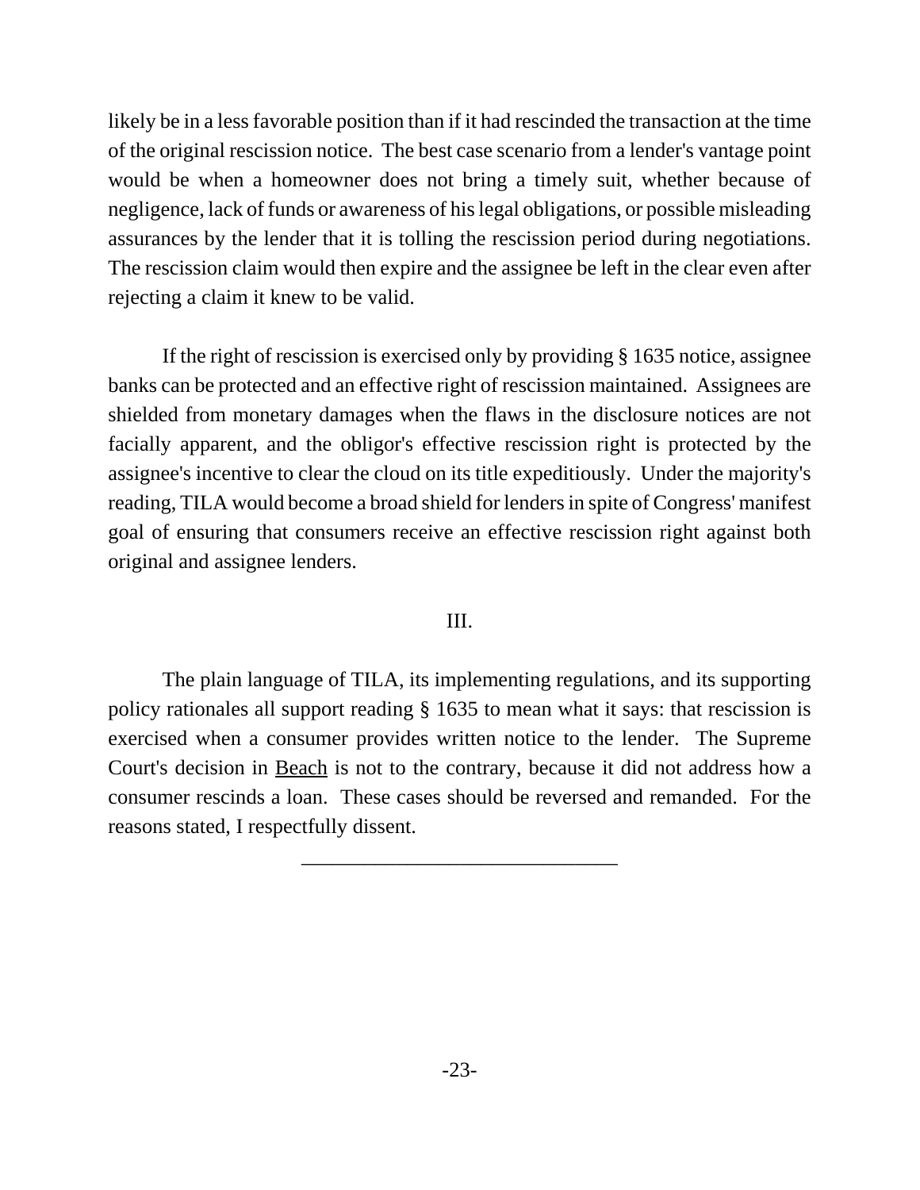likely be in a less favorable position than if it had rescinded the transaction at the time of the original rescission notice. The best case scenario from a lender's vantage point would be when a homeowner does not bring a timely suit, whether because of negligence, lack of funds or awareness of his legal obligations, or possible misleading assurances by the lender that it is tolling the rescission period during negotiations. The rescission claim would then expire and the assignee be left in the clear even after rejecting a claim it knew to be valid.

If the right of rescission is exercised only by providing § 1635 notice, assignee banks can be protected and an effective right of rescission maintained. Assignees are shielded from monetary damages when the flaws in the disclosure notices are not facially apparent, and the obligor's effective rescission right is protected by the assignee's incentive to clear the cloud on its title expeditiously. Under the majority's reading, TILA would become a broad shield for lenders in spite of Congress' manifest goal of ensuring that consumers receive an effective rescission right against both original and assignee lenders.

## III.

The plain language of TILA, its implementing regulations, and its supporting policy rationales all support reading § 1635 to mean what it says: that rescission is exercised when a consumer provides written notice to the lender. The Supreme Court's decision in Beach is not to the contrary, because it did not address how a consumer rescinds a loan. These cases should be reversed and remanded. For the reasons stated, I respectfully dissent.

______________________________